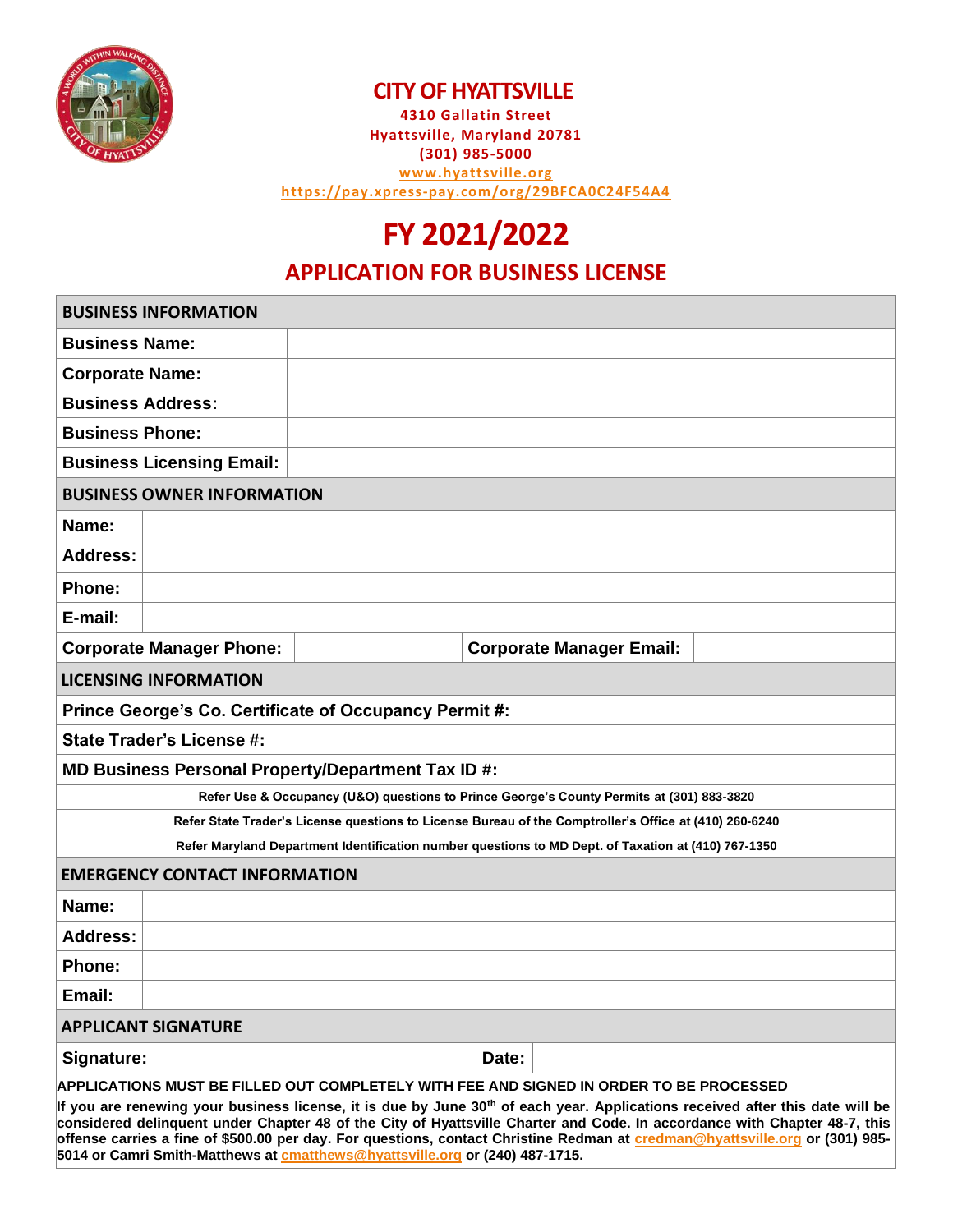# CITY OF HYATTSVILLE

**4310 Gallatin Street**
**Hyattsville, Maryland 20781**
**(301) 985-5000**
**www.hyattsville.org**
**https://pay.xpress-pay.com/org/29BFCA0C24F54A4**

# FY 2021/2022

## APPLICATION FOR BUSINESS LICENSE

| BUSINESS INFORMATION | |
|---|---|
| **Business Name:** | |
| **Corporate Name:** | |
| **Business Address:** | |
| **Business Phone:** | |
| **Business Licensing Email:** | |

| BUSINESS OWNER INFORMATION | | | |
|---|---|---|---|
| **Name:** | | | |
| **Address:** | | | |
| **Phone:** | | | |
| **E-mail:** | | | |
| **Corporate Manager Phone:** | | **Corporate Manager Email:** | |

| LICENSING INFORMATION | |
|---|---|
| **Prince George's Co. Certificate of Occupancy Permit #:** | |
| **State Trader's License #:** | |
| **MD Business Personal Property/Department Tax ID #:** | |

**Refer Use & Occupancy (U&O) questions to Prince George's County Permits at (301) 883-3820**

**Refer State Trader's License questions to License Bureau of the Comptroller's Office at (410) 260-6240**

**Refer Maryland Department Identification number questions to MD Dept. of Taxation at (410) 767-1350**

| EMERGENCY CONTACT INFORMATION | |
|---|---|
| **Name:** | |
| **Address:** | |
| **Phone:** | |
| **Email:** | |

| APPLICANT SIGNATURE | | | |
|---|---|---|---|
| **Signature:** | | **Date:** | |

**APPLICATIONS MUST BE FILLED OUT COMPLETELY WITH FEE AND SIGNED IN ORDER TO BE PROCESSED**

**If you are renewing your business license, it is due by June 30th of each year. Applications received after this date will be considered delinquent under Chapter 48 of the City of Hyattsville Charter and Code. In accordance with Chapter 48-7, this offense carries a fine of $500.00 per day. For questions, contact Christine Redman at credman@hyattsville.org or (301) 985-5014 or Camri Smith-Matthews at cmatthews@hyattsville.org or (240) 487-1715.**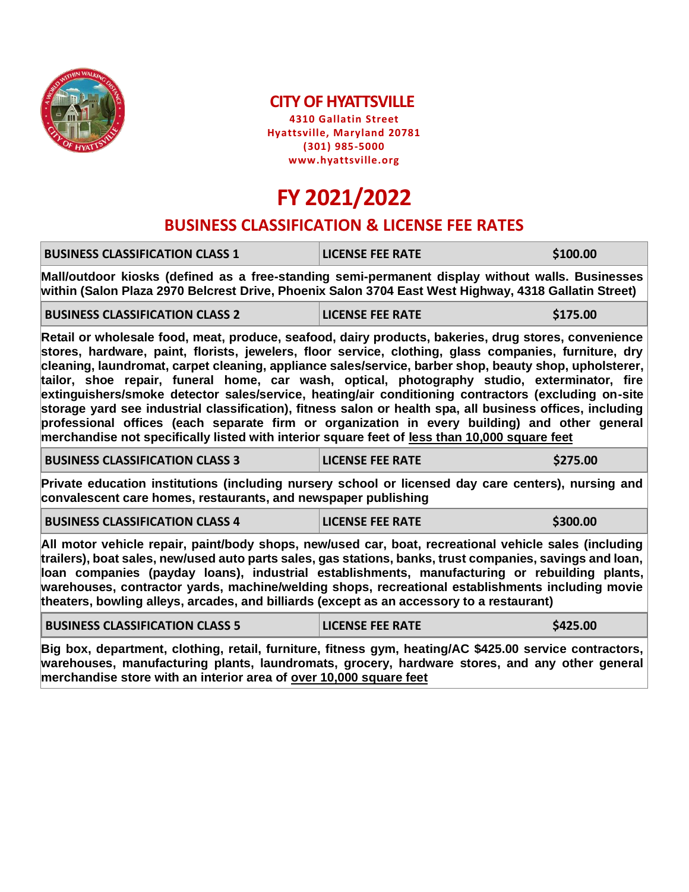# CITY OF HYATTSVILLE

**4310 Gallatin Street**
**Hyattsville, Maryland 20781**
**(301) 985-5000**
**www.hyattsville.org**

# FY 2021/2022

## BUSINESS CLASSIFICATION & LICENSE FEE RATES

| | | |
|---|---|---|
| **BUSINESS CLASSIFICATION CLASS 1** | **LICENSE FEE RATE** | **$100.00** |
| **Mall/outdoor kiosks (defined as a free-standing semi-permanent display without walls. Businesses within (Salon Plaza 2970 Belcrest Drive, Phoenix Salon 3704 East West Highway, 4318 Gallatin Street)** | | |
| **BUSINESS CLASSIFICATION CLASS 2** | **LICENSE FEE RATE** | **$175.00** |
| **Retail or wholesale food, meat, produce, seafood, dairy products, bakeries, drug stores, convenience stores, hardware, paint, florists, jewelers, floor service, clothing, glass companies, furniture, dry cleaning, laundromat, carpet cleaning, appliance sales/service, barber shop, beauty shop, upholsterer, tailor, shoe repair, funeral home, car wash, optical, photography studio, exterminator, fire extinguishers/smoke detector sales/service, heating/air conditioning contractors (excluding on-site storage yard see industrial classification), fitness salon or health spa, all business offices, including professional offices (each separate firm or organization in every building) and other general merchandise not specifically listed with interior square feet of <u>less than 10,000 square feet</u>** | | |
| **BUSINESS CLASSIFICATION CLASS 3** | **LICENSE FEE RATE** | **$275.00** |
| **Private education institutions (including nursery school or licensed day care centers), nursing and convalescent care homes, restaurants, and newspaper publishing** | | |
| **BUSINESS CLASSIFICATION CLASS 4** | **LICENSE FEE RATE** | **$300.00** |
| **All motor vehicle repair, paint/body shops, new/used car, boat, recreational vehicle sales (including trailers), boat sales, new/used auto parts sales, gas stations, banks, trust companies, savings and loan, loan companies (payday loans), industrial establishments, manufacturing or rebuilding plants, warehouses, contractor yards, machine/welding shops, recreational establishments including movie theaters, bowling alleys, arcades, and billiards (except as an accessory to a restaurant)** | | |
| **BUSINESS CLASSIFICATION CLASS 5** | **LICENSE FEE RATE** | **$425.00** |
| **Big box, department, clothing, retail, furniture, fitness gym, heating/AC $425.00 service contractors, warehouses, manufacturing plants, laundromats, grocery, hardware stores, and any other general merchandise store with an interior area of <u>over 10,000 square feet</u>** | | |